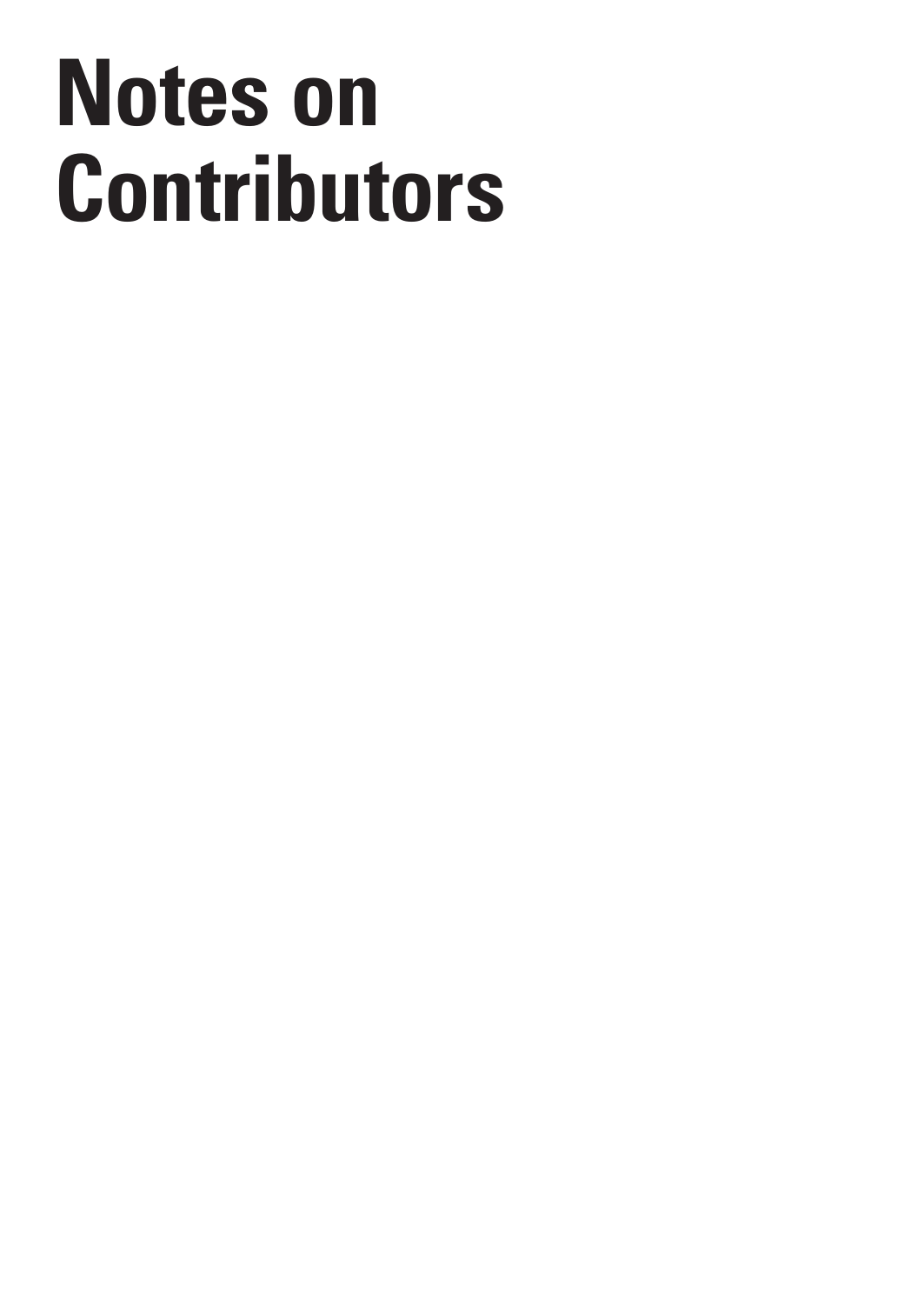# Notes on Contributors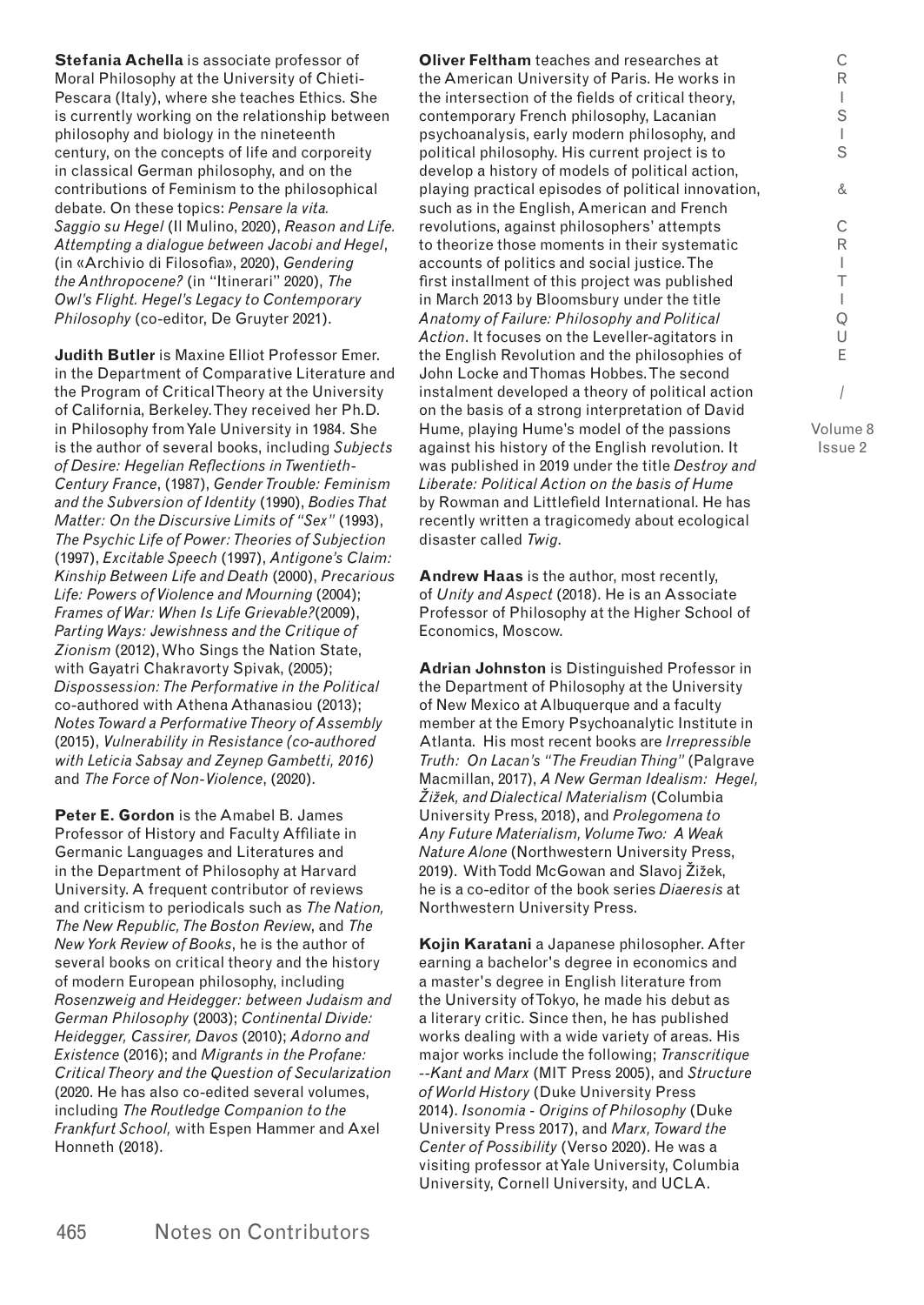**Stefania Achella** is associate professor of Moral Philosophy at the University of Chieti-Pescara (Italy), where she teaches Ethics. She is currently working on the relationship between philosophy and biology in the nineteenth century, on the concepts of life and corporeity in classical German philosophy, and on the contributions of Feminism to the philosophical debate. On these topics: *Pensare la vita. Saggio su Hegel* (Il Mulino, 2020), *Reason and Life. Attempting a dialogue between Jacobi and Hegel*, (in «Archivio di Filosofia», 2020), *Gendering the Anthropocene?* (in "Itinerari" 2020), *The Owl's Flight. Hegel's Legacy to Contemporary Philosophy* (co-editor, De Gruyter 2021).

**Judith Butler** is Maxine Elliot Professor Emer. in the Department of Comparative Literature and the Program of Critical Theory at the University of California, Berkeley. They received her Ph.D. in Philosophy from Yale University in 1984. She is the author of several books, including *Subjects of Desire: Hegelian Reflections in Twentieth-Century France*, (1987), *Gender Trouble: Feminism and the Subversion of Identity* (1990), *Bodies That Matter: On the Discursive Limits of "Sex"* (1993), *The Psychic Life of Power: Theories of Subjection* (1997), *Excitable Speech* (1997), *Antigone's Claim: Kinship Between Life and Death* (2000), *Precarious Life: Powers of Violence and Mourning* (2004); *Frames of War: When Is Life Grievable?*(2009), *Parting Ways: Jewishness and the Critique of Zionism* (2012), Who Sings the Nation State, with Gayatri Chakravorty Spivak, (2005); *Dispossession: The Performative in the Political* co-authored with Athena Athanasiou (2013); *Notes Toward a Performative Theory of Assembly* (2015), *Vulnerability in Resistance (co-authored with Leticia Sabsay and Zeynep Gambetti, 2016)* and *The Force of Non-Violence*, (2020).

**Peter E. Gordon** is the Amabel B. James Professor of History and Faculty Affiliate in Germanic Languages and Literatures and in the Department of Philosophy at Harvard University. A frequent contributor of reviews and criticism to periodicals such as *The Nation, The New Republic, The Boston Review*, and *The New York Review of Books*, he is the author of several books on critical theory and the history of modern European philosophy, including *Rosenzweig and Heidegger: between Judaism and German Philosophy* (2003); *Continental Divide: Heidegger, Cassirer, Davos* (2010); *Adorno and Existence* (2016); and *Migrants in the Profane: Critical Theory and the Question of Secularization* (2020. He has also co-edited several volumes, including *The Routledge Companion to the Frankfurt School,* with Espen Hammer and Axel Honneth (2018).

**Oliver Feltham** teaches and researches at the American University of Paris. He works in the intersection of the fields of critical theory, contemporary French philosophy, Lacanian psychoanalysis, early modern philosophy, and political philosophy. His current project is to develop a history of models of political action, playing practical episodes of political innovation, such as in the English, American and French revolutions, against philosophers' attempts to theorize those moments in their systematic accounts of politics and social justice. The first installment of this project was published in March 2013 by Bloomsbury under the title *Anatomy of Failure: Philosophy and Political Action*. It focuses on the Leveller-agitators in the English Revolution and the philosophies of John Locke and Thomas Hobbes. The second instalment developed a theory of political action on the basis of a strong interpretation of David Hume, playing Hume's model of the passions against his history of the English revolution. It was published in 2019 under the title *Destroy and Liberate: Political Action on the basis of Hume* by Rowman and Littlefield International. He has recently written a tragicomedy about ecological disaster called *Twig*.

**Andrew Haas** is the author, most recently, of *Unity and Aspect* (2018). He is an Associate Professor of Philosophy at the Higher School of Economics, Moscow.

**Adrian Johnston** is Distinguished Professor in the Department of Philosophy at the University of New Mexico at Albuquerque and a faculty member at the Emory Psychoanalytic Institute in Atlanta. His most recent books are *Irrepressible Truth: On Lacan's "The Freudian Thing"* (Palgrave Macmillan, 2017), *A New German Idealism: Hegel, Žižek, and Dialectical Materialism* (Columbia University Press, 2018), and *Prolegomena to Any Future Materialism, Volume Two: A Weak Nature Alone* (Northwestern University Press, 2019). With Todd McGowan and Slavoj Žižek, he is a co-editor of the book series *Diaeresis* at Northwestern University Press.

**Kojin Karatani** a Japanese philosopher. After earning a bachelor's degree in economics and a master's degree in English literature from the University of Tokyo, he made his debut as a literary critic. Since then, he has published works dealing with a wide variety of areas. His major works include the following; *Transcritique --Kant and Marx* (MIT Press 2005), and *Structure of World History* (Duke University Press 2014). *Isonomia - Origins of Philosophy* (Duke University Press 2017), and *Marx, Toward the Center of Possibility* (Verso 2020). He was a visiting professor at Yale University, Columbia University, Cornell University, and UCLA.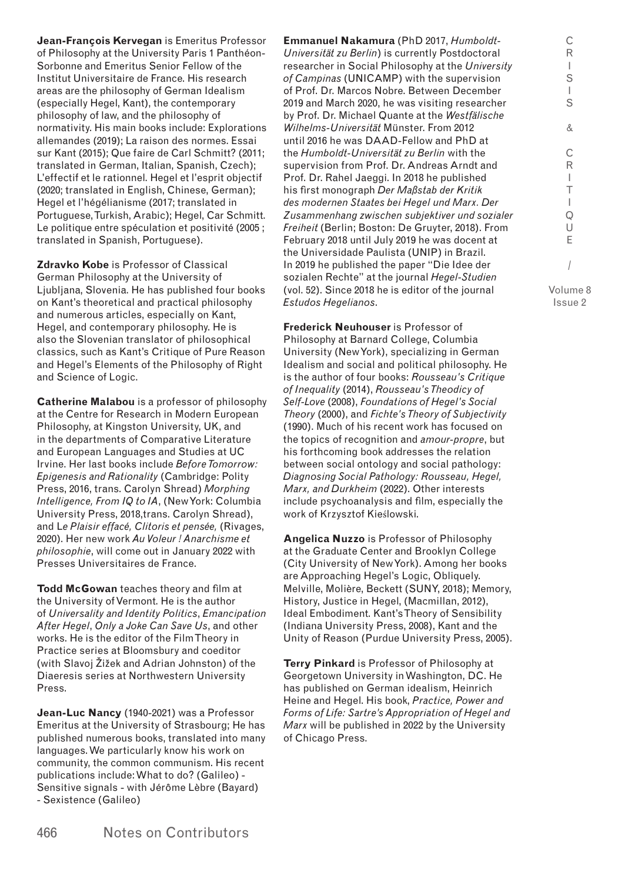**Jean-François Kervegan** is Emeritus Professor of Philosophy at the University Paris 1 Panthéon-Sorbonne and Emeritus Senior Fellow of the Institut Universitaire de France. His research areas are the philosophy of German Idealism (especially Hegel, Kant), the contemporary philosophy of law, and the philosophy of normativity. His main books include: Explorations allemandes (2019); La raison des normes. Essai sur Kant (2015); Que faire de Carl Schmitt? (2011; translated in German, Italian, Spanish, Czech); L'effectif et le rationnel. Hegel et l'esprit objectif (2020; translated in English, Chinese, German); Hegel et l'hégélianisme (2017; translated in Portuguese, Turkish, Arabic); Hegel, Car Schmitt. Le politique entre spéculation et positivité (2005 ; translated in Spanish, Portuguese).

**Zdravko Kobe** is Professor of Classical German Philosophy at the University of Ljubljana, Slovenia. He has published four books on Kant's theoretical and practical philosophy and numerous articles, especially on Kant, Hegel, and contemporary philosophy. He is also the Slovenian translator of philosophical classics, such as Kant's Critique of Pure Reason and Hegel's Elements of the Philosophy of Right and Science of Logic.

**Catherine Malabou** is a professor of philosophy at the Centre for Research in Modern European Philosophy, at Kingston University, UK, and in the departments of Comparative Literature and European Languages and Studies at UC Irvine. Her last books include *Before Tomorrow: Epigenesis and Rationality* (Cambridge: Polity Press, 2016, trans. Carolyn Shread) *Morphing Intelligence, From IQ to IA*, (New York: Columbia University Press, 2018,trans. Carolyn Shread), and Le *Plaisir effacé, Clitoris et pensée,* (Rivages, 2020). Her new work *Au Voleur ! Anarchisme et philosophie*, will come out in January 2022 with Presses Universitaires de France.

**Todd McGowan** teaches theory and film at the University of Vermont. He is the author of *Universality and Identity Politics*, *Emancipation After Hegel*, *Only a Joke Can Save Us*, and other works. He is the editor of the Film Theory in Practice series at Bloomsbury and coeditor (with Slavoj Žižek and Adrian Johnston) of the Diaeresis series at Northwestern University Press.

**Jean-Luc Nancy** (1940-2021) was a Professor Emeritus at the University of Strasbourg; He has published numerous books, translated into many languages. We particularly know his work on community, the common communism. His recent publications include: What to do? (Galileo) - Sensitive signals - with Jérôme Lèbre (Bayard) - Sexistence (Galileo)

**Emmanuel Nakamura** (PhD 2017, *Humboldt-Universität zu Berlin*) is currently Postdoctoral researcher in Social Philosophy at the *University of Campinas* (UNICAMP) with the supervision of Prof. Dr. Marcos Nobre. Between December 2019 and March 2020, he was visiting researcher by Prof. Dr. Michael Quante at the *Westfälische Wilhelms-Universität* Münster. From 2012 until 2016 he was DAAD-Fellow and PhD at the *Humboldt-Universität zu Berlin* with the supervision from Prof. Dr. Andreas Arndt and Prof. Dr. Rahel Jaeggi. In 2018 he published his first monograph *Der Maßstab der Kritik des modernen Staates bei Hegel und Marx. Der Zusammenhang zwischen subjektiver und sozialer Freiheit* (Berlin; Boston: De Gruyter, 2018). From February 2018 until July 2019 he was docent at the Universidade Paulista (UNIP) in Brazil. In 2019 he published the paper "Die Idee der sozialen Rechte" at the journal *Hegel-Studien* (vol. 52). Since 2018 he is editor of the journal *Estudos Hegelianos*.

**Frederick Neuhouser** is Professor of Philosophy at Barnard College, Columbia University (New York), specializing in German Idealism and social and political philosophy. He is the author of four books: *Rousseau's Critique of Inequality* (2014), *Rousseau's Theodicy of Self-Love* (2008), *Foundations of Hegel's Social Theory* (2000), and *Fichte's Theory of Subjectivity* (1990). Much of his recent work has focused on the topics of recognition and *amour-propre*, but his forthcoming book addresses the relation between social ontology and social pathology: *Diagnosing Social Pathology: Rousseau, Hegel, Marx, and Durkheim* (2022). Other interests include psychoanalysis and film, especially the work of Krzysztof Kieślowski.

**Angelica Nuzzo** is Professor of Philosophy at the Graduate Center and Brooklyn College (City University of New York). Among her books are Approaching Hegel's Logic, Obliquely. Melville, Molière, Beckett (SUNY, 2018); Memory, History, Justice in Hegel, (Macmillan, 2012), Ideal Embodiment. Kant's Theory of Sensibility (Indiana University Press, 2008), Kant and the Unity of Reason (Purdue University Press, 2005).

**Terry Pinkard** is Professor of Philosophy at Georgetown University in Washington, DC. He has published on German idealism, Heinrich Heine and Hegel. His book, *Practice, Power and Forms of Life: Sartre's Appropriation of Hegel and Marx* will be published in 2022 by the University of Chicago Press.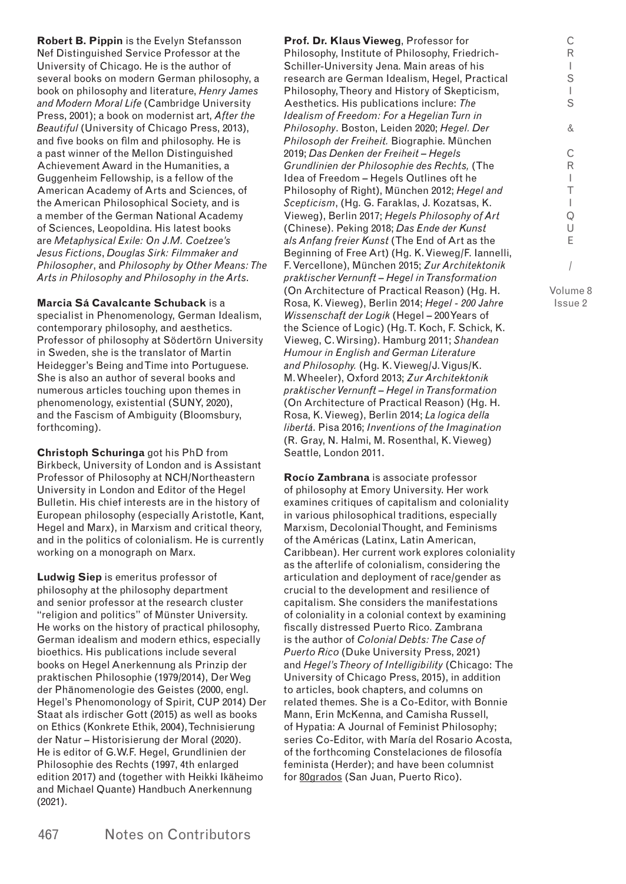**Robert B. Pippin** is the Evelyn Stefansson Nef Distinguished Service Professor at the University of Chicago. He is the author of several books on modern German philosophy, a book on philosophy and literature, *Henry James and Modern Moral Life* (Cambridge University Press, 2001); a book on modernist art, *After the Beautiful* (University of Chicago Press, 2013), and five books on film and philosophy. He is a past winner of the Mellon Distinguished Achievement Award in the Humanities, a Guggenheim Fellowship, is a fellow of the American Academy of Arts and Sciences, of the American Philosophical Society, and is a member of the German National Academy of Sciences, Leopoldina. His latest books are *Metaphysical Exile: On J.M. Coetzee's Jesus Fictions*, *Douglas Sirk: Filmmaker and Philosopher*, and *Philosophy by Other Means: The Arts in Philosophy and Philosophy in the Arts*.

**Marcia Sá Cavalcante Schuback** is a specialist in Phenomenology, German Idealism, contemporary philosophy, and aesthetics. Professor of philosophy at Södertörn University in Sweden, she is the translator of Martin Heidegger's Being and Time into Portuguese. She is also an author of several books and numerous articles touching upon themes in phenomenology, existential (SUNY, 2020), and the Fascism of Ambiguity (Bloomsbury, forthcoming).

**Christoph Schuringa** got his PhD from Birkbeck, University of London and is Assistant Professor of Philosophy at NCH/Northeastern University in London and Editor of the Hegel Bulletin. His chief interests are in the history of European philosophy (especially Aristotle, Kant, Hegel and Marx), in Marxism and critical theory, and in the politics of colonialism. He is currently working on a monograph on Marx.

**Ludwig Siep** is emeritus professor of philosophy at the philosophy department and senior professor at the research cluster "religion and politics" of Münster University. He works on the history of practical philosophy, German idealism and modern ethics, especially bioethics. His publications include several books on Hegel Anerkennung als Prinzip der praktischen Philosophie (1979/2014), Der Weg der Phänomenologie des Geistes (2000, engl. Hegel's Phenomonology of Spirit, CUP 2014) Der Staat als irdischer Gott (2015) as well as books on Ethics (Konkrete Ethik, 2004), Technisierung der Natur – Historisierung der Moral (2020). He is editor of G.W.F. Hegel, Grundlinien der Philosophie des Rechts (1997, 4th enlarged edition 2017) and (together with Heikki Ikäheimo and Michael Quante) Handbuch Anerkennung (2021).

**Prof. Dr. Klaus Vieweg**, Professor for Philosophy, Institute of Philosophy, Friedrich-Schiller-University Jena. Main areas of his research are German Idealism, Hegel, Practical Philosophy, Theory and History of Skepticism, Aesthetics. His publications inclure: *The Idealism of Freedom: For a Hegelian Turn in Philosophy*. Boston, Leiden 2020; *Hegel. Der Philosoph der Freiheit.* Biographie. München 2019; *Das Denken der Freiheit – Hegels Grundlinien der Philosophie des Rechts,* (The Idea of Freedom – Hegels Outlines oft he Philosophy of Right), München 2012; *Hegel and Scepticism*, (Hg. G. Faraklas, J. Kozatsas, K. Vieweg), Berlin 2017; *Hegels Philosophy of Art* (Chinese). Peking 2018; *Das Ende der Kunst als Anfang freier Kunst* (The End of Art as the Beginning of Free Art) (Hg. K. Vieweg/F. Iannelli, F. Vercellone), München 2015; *Zur Architektonik praktischer Vernunft – Hegel in Transformation* (On Architecture of Practical Reason) (Hg. H. Rosa, K. Vieweg), Berlin 2014; *Hegel - 200 Jahre Wissenschaft der Logik* (Hegel – 200 Years of the Science of Logic) (Hg. T. Koch, F. Schick, K. Vieweg, C. Wirsing). Hamburg 2011; *Shandean Humour in English and German Literature and Philosophy.* (Hg. K. Vieweg/J. Vigus/K. M. Wheeler), Oxford 2013; *Zur Architektonik praktischer Vernunft – Hegel in Transformation* (On Architecture of Practical Reason) (Hg. H. Rosa, K. Vieweg), Berlin 2014; *La logica della libertá*. Pisa 2016; *Inventions of the Imagination* (R. Gray, N. Halmi, M. Rosenthal, K. Vieweg) Seattle, London 2011.

**Rocío Zambrana** is associate professor of philosophy at Emory University. Her work examines critiques of capitalism and coloniality in various philosophical traditions, especially Marxism, Decolonial Thought, and Feminisms of the Américas (Latinx, Latin American, Caribbean). Her current work explores coloniality as the afterlife of colonialism, considering the articulation and deployment of race/gender as crucial to the development and resilience of capitalism. She considers the manifestations of coloniality in a colonial context by examining fiscally distressed Puerto Rico. Zambrana is the author of *Colonial Debts: The Case of Puerto Rico* (Duke University Press, 2021) and *Hegel's Theory of Intelligibility* (Chicago: The University of Chicago Press, 2015), in addition to articles, book chapters, and columns on related themes. She is a Co-Editor, with Bonnie Mann, Erin McKenna, and Camisha Russell, of Hypatia: A Journal of Feminist Philosophy; series Co-Editor, with María del Rosario Acosta, of the forthcoming Constelaciones de filosofía feminista (Herder); and have been columnist for 80grados (San Juan, Puerto Rico).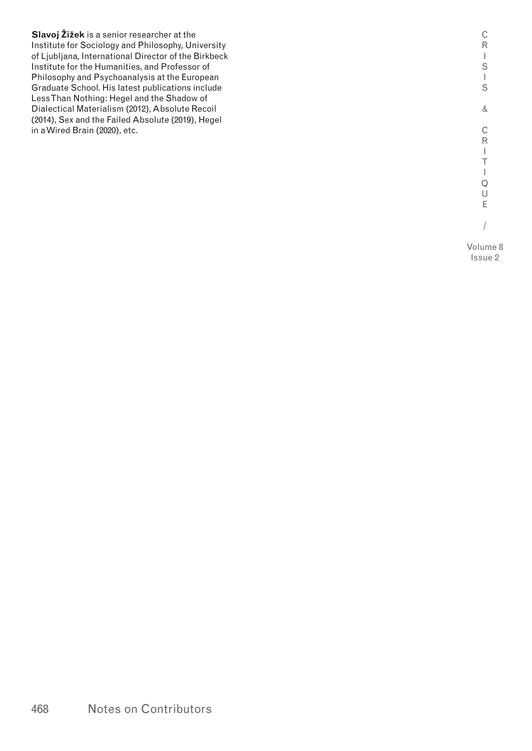**Slavoj Žižek** is a senior researcher at the Institute for Sociology and Philosophy, University of Ljubljana, International Director of the Birkbeck Institute for the Humanities, and Professor of Philosophy and Psychoanalysis at the European Graduate School. His latest publications include Less Than Nothing: Hegel and the Shadow of Dialectical Materialism (2012), Absolute Recoil (2014), Sex and the Failed Absolute (2019), Hegel in a Wired Brain (2020), etc.